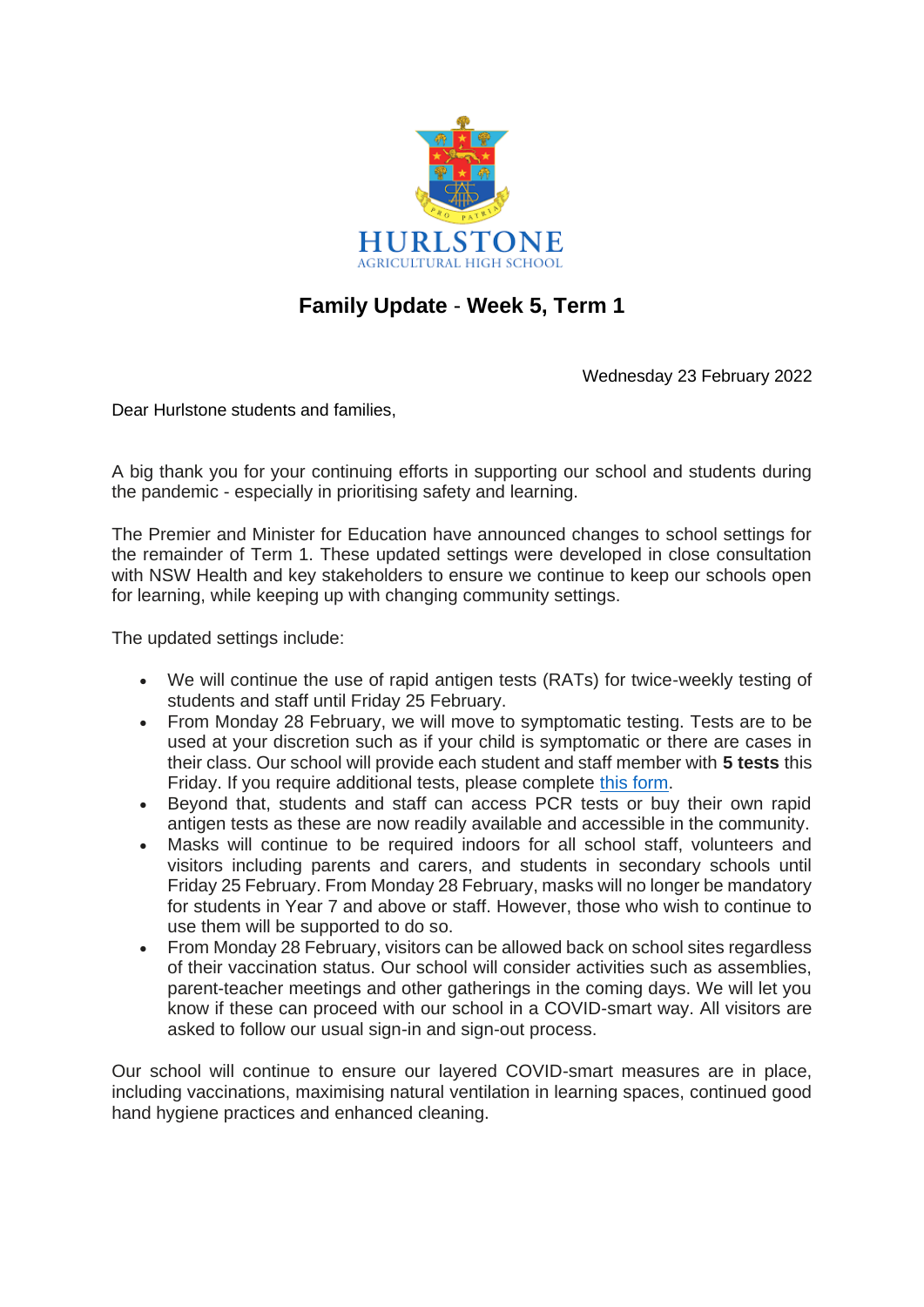HURLSTONE

AGRICULTURAL HIGH SCHOOL

# Family Update - Week 5, Term 1

Wednesday 23 February 2022

Dear Hurlstone students and families,

A big thank you for your continuing efforts in supporting our school and students during the pandemic - especially in prioritising safety and learning.

The Premier and Minister for Education have announced changes to school settings for the remainder of Term 1. These updated settings were developed in close consultation with NSW Health and key stakeholders to ensure we continue to keep our schools open for learning, while keeping up with changing community settings.

The updated settings include:

- We will continue the use of rapid antigen tests (RATs) for twice-weekly testing of students and staff until Friday 25 February.
- From Monday 28 February, we will move to symptomatic testing. Tests are to be used at your discretion such as if your child is symptomatic or there are cases in their class. Our school will provide each student and staff member with **5 tests** this Friday. If you require additional tests, please complete [this form](#).
- Beyond that, students and staff can access PCR tests or buy their own rapid antigen tests as these are now readily available and accessible in the community.
- Masks will continue to be required indoors for all school staff, volunteers and visitors including parents and carers, and students in secondary schools until Friday 25 February. From Monday 28 February, masks will no longer be mandatory for students in Year 7 and above or staff. However, those who wish to continue to use them will be supported to do so.
- From Monday 28 February, visitors can be allowed back on school sites regardless of their vaccination status. Our school will consider activities such as assemblies, parent-teacher meetings and other gatherings in the coming days. We will let you know if these can proceed with our school in a COVID-smart way. All visitors are asked to follow our usual sign-in and sign-out process.

Our school will continue to ensure our layered COVID-smart measures are in place, including vaccinations, maximising natural ventilation in learning spaces, continued good hand hygiene practices and enhanced cleaning.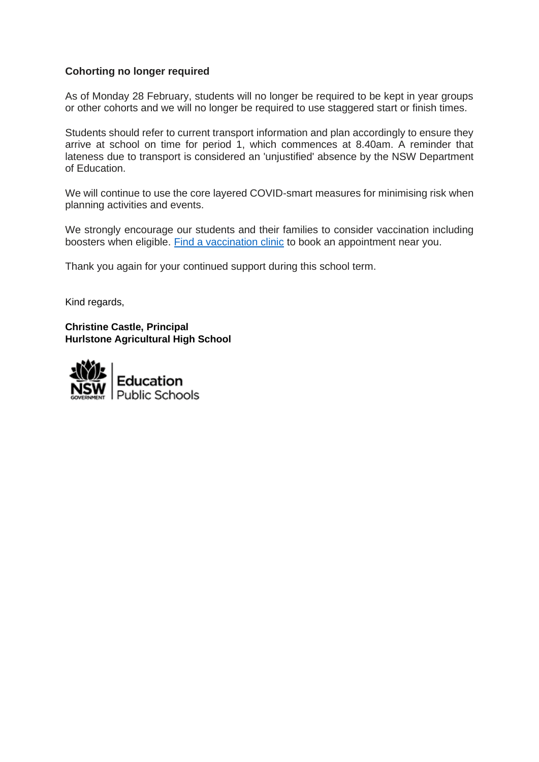**Cohorting no longer required**

As of Monday 28 February, students will no longer be required to be kept in year groups or other cohorts and we will no longer be required to use staggered start or finish times.

Students should refer to current transport information and plan accordingly to ensure they arrive at school on time for period 1, which commences at 8.40am. A reminder that lateness due to transport is considered an 'unjustified' absence by the NSW Department of Education.

We will continue to use the core layered COVID-smart measures for minimising risk when planning activities and events.

We strongly encourage our students and their families to consider vaccination including boosters when eligible. Find a vaccination clinic to book an appointment near you.

Thank you again for your continued support during this school term.

Kind regards,

**Christine Castle, Principal**
**Hurlstone Agricultural High School**

NSW GOVERNMENT | Education Public Schools